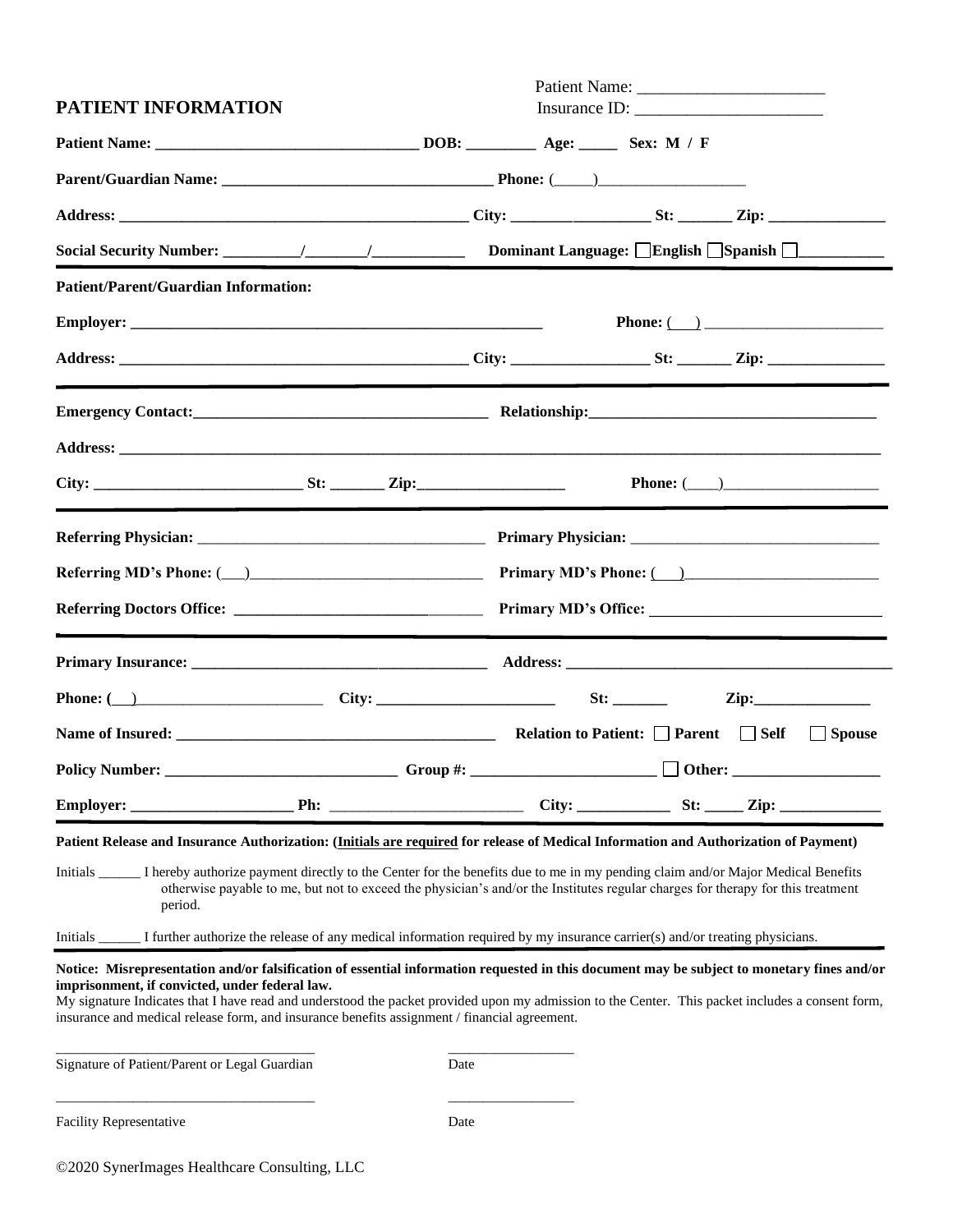Patient Name: ______________________
Insurance ID: ______________________

# PATIENT INFORMATION

**Patient Name:** ________________________________ **DOB:** _________ **Age:** _____ **Sex: M / F**

**Parent/Guardian Name:** __________________________________ **Phone:** (_____)___________________

**Address:** _____________________________________________ **City:** _________________ **St:** _______ **Zip:** _______________

**Social Security Number:** __________/________/____________ **Dominant Language:** ☐ **English** ☐ **Spanish** ☐ ___________

---

**Patient/Parent/Guardian Information:**

**Employer:** ____________________________________________________ **Phone:** ( ) _______________________

**Address:** _____________________________________________ **City:** _________________ **St:** _______ **Zip:** _______________

---

**Emergency Contact:** ______________________________________ **Relationship:** ____________________________________

**Address:** _______________________________________________________________________________________________

**City:** ___________________________ **St:** _______ **Zip:** ___________________ **Phone:** (____)____________________

---

**Referring Physician:** ____________________________________ **Primary Physician:** _______________________________

**Referring MD's Phone:** (___)______________________________ **Primary MD's Phone:** ( )_________________________

**Referring Doctors Office:** ________________________________ **Primary MD's Office:** _____________________________

---

**Primary Insurance:** ______________________________________ **Address:** __________________________________________

**Phone:** ( )_________________________ **City:** _______________________ **St:** _______ **Zip:** _______________

**Name of Insured:** __________________________________________ **Relation to Patient:** ☐ **Parent** ☐ **Self** ☐ **Spouse**

**Policy Number:** _____________________________ **Group #:** _______________________ ☐ **Other:** ___________________

**Employer:** ____________________ **Ph:** ________________________ **City:** ____________ **St:** _____ **Zip:** _____________

---

**Patient Release and Insurance Authorization: (Initials are required for release of Medical Information and Authorization of Payment)**

Initials ______ I hereby authorize payment directly to the Center for the benefits due to me in my pending claim and/or Major Medical Benefits otherwise payable to me, but not to exceed the physician's and/or the Institutes regular charges for therapy for this treatment period.

Initials ______ I further authorize the release of any medical information required by my insurance carrier(s) and/or treating physicians.

---

**Notice: Misrepresentation and/or falsification of essential information requested in this document may be subject to monetary fines and/or imprisonment, if convicted, under federal law.**

My signature Indicates that I have read and understood the packet provided upon my admission to the Center. This packet includes a consent form, insurance and medical release form, and insurance benefits assignment / financial agreement.

____________________________________ __________________
Signature of Patient/Parent or Legal Guardian Date

____________________________________ __________________
Facility Representative Date

©2020 SynerImages Healthcare Consulting, LLC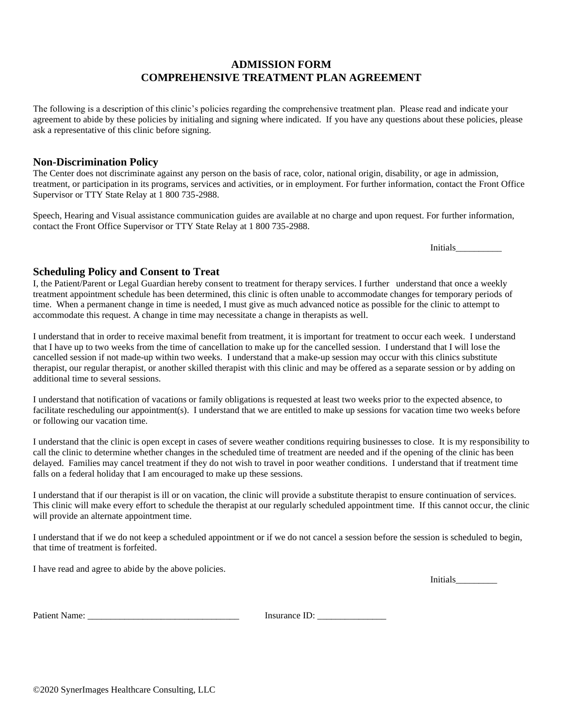# ADMISSION FORM
# COMPREHENSIVE TREATMENT PLAN AGREEMENT

The following is a description of this clinic's policies regarding the comprehensive treatment plan. Please read and indicate your agreement to abide by these policies by initialing and signing where indicated. If you have any questions about these policies, please ask a representative of this clinic before signing.

## Non-Discrimination Policy

The Center does not discriminate against any person on the basis of race, color, national origin, disability, or age in admission, treatment, or participation in its programs, services and activities, or in employment. For further information, contact the Front Office Supervisor or TTY State Relay at 1 800 735-2988.

Speech, Hearing and Visual assistance communication guides are available at no charge and upon request. For further information, contact the Front Office Supervisor or TTY State Relay at 1 800 735-2988.

Initials__________

## Scheduling Policy and Consent to Treat

I, the Patient/Parent or Legal Guardian hereby consent to treatment for therapy services. I further understand that once a weekly treatment appointment schedule has been determined, this clinic is often unable to accommodate changes for temporary periods of time. When a permanent change in time is needed, I must give as much advanced notice as possible for the clinic to attempt to accommodate this request. A change in time may necessitate a change in therapists as well.

I understand that in order to receive maximal benefit from treatment, it is important for treatment to occur each week. I understand that I have up to two weeks from the time of cancellation to make up for the cancelled session. I understand that I will lose the cancelled session if not made-up within two weeks. I understand that a make-up session may occur with this clinics substitute therapist, our regular therapist, or another skilled therapist with this clinic and may be offered as a separate session or by adding on additional time to several sessions.

I understand that notification of vacations or family obligations is requested at least two weeks prior to the expected absence, to facilitate rescheduling our appointment(s). I understand that we are entitled to make up sessions for vacation time two weeks before or following our vacation time.

I understand that the clinic is open except in cases of severe weather conditions requiring businesses to close. It is my responsibility to call the clinic to determine whether changes in the scheduled time of treatment are needed and if the opening of the clinic has been delayed. Families may cancel treatment if they do not wish to travel in poor weather conditions. I understand that if treatment time falls on a federal holiday that I am encouraged to make up these sessions.

I understand that if our therapist is ill or on vacation, the clinic will provide a substitute therapist to ensure continuation of services. This clinic will make every effort to schedule the therapist at our regularly scheduled appointment time. If this cannot occur, the clinic will provide an alternate appointment time.

I understand that if we do not keep a scheduled appointment or if we do not cancel a session before the session is scheduled to begin, that time of treatment is forfeited.

I have read and agree to abide by the above policies.

Initials_________

Patient Name: _________________________________ Insurance ID: _______________

©2020 SynerImages Healthcare Consulting, LLC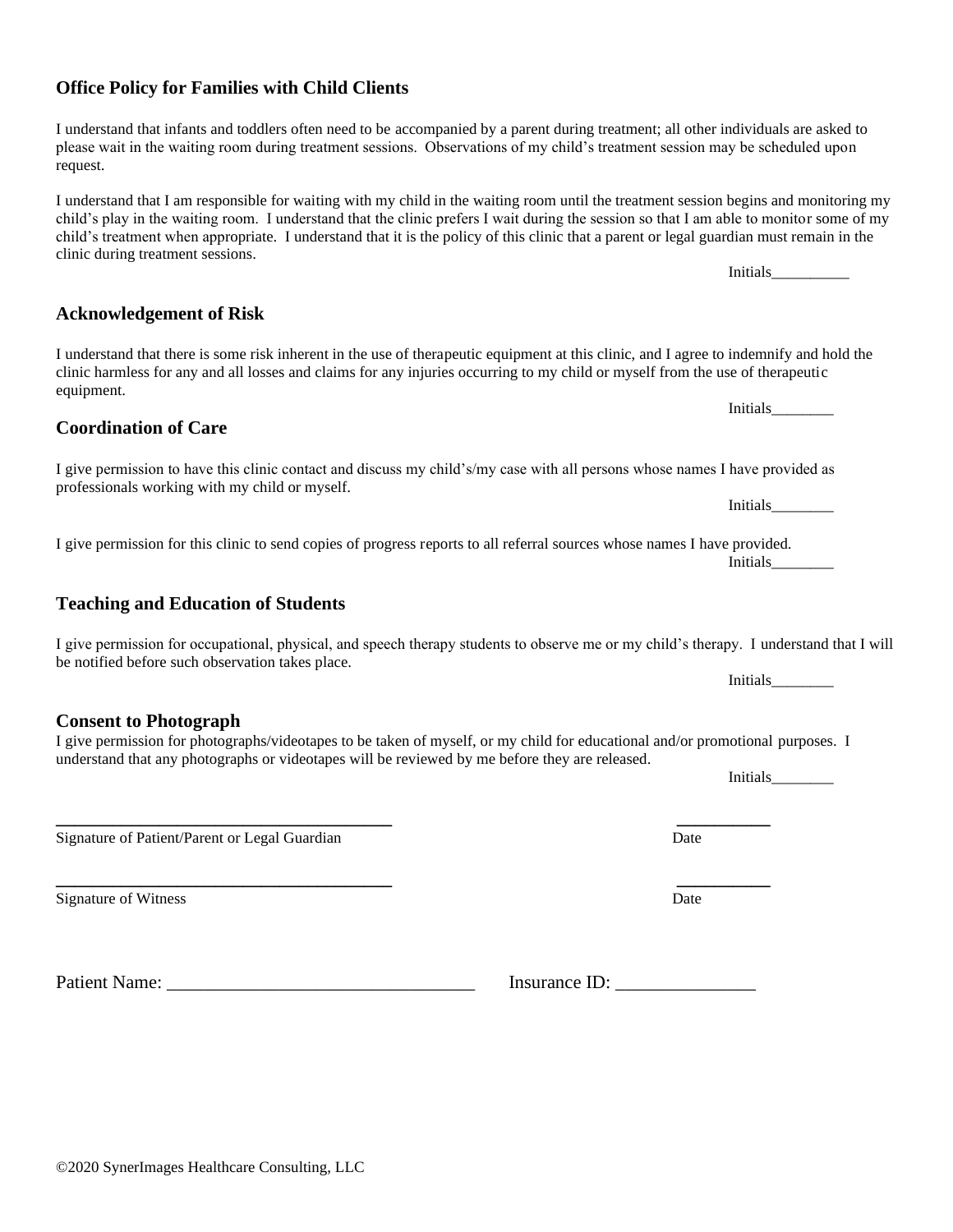### Office Policy for Families with Child Clients

I understand that infants and toddlers often need to be accompanied by a parent during treatment; all other individuals are asked to please wait in the waiting room during treatment sessions. Observations of my child's treatment session may be scheduled upon request.

I understand that I am responsible for waiting with my child in the waiting room until the treatment session begins and monitoring my child's play in the waiting room. I understand that the clinic prefers I wait during the session so that I am able to monitor some of my child's treatment when appropriate. I understand that it is the policy of this clinic that a parent or legal guardian must remain in the clinic during treatment sessions.

Initials__________

### Acknowledgement of Risk

I understand that there is some risk inherent in the use of therapeutic equipment at this clinic, and I agree to indemnify and hold the clinic harmless for any and all losses and claims for any injuries occurring to my child or myself from the use of therapeutic equipment.

Initials________

### Coordination of Care

I give permission to have this clinic contact and discuss my child's/my case with all persons whose names I have provided as professionals working with my child or myself.

Initials________

I give permission for this clinic to send copies of progress reports to all referral sources whose names I have provided.

Initials________

### Teaching and Education of Students

I give permission for occupational, physical, and speech therapy students to observe me or my child's therapy. I understand that I will be notified before such observation takes place.

Initials________

### Consent to Photograph

I give permission for photographs/videotapes to be taken of myself, or my child for educational and/or promotional purposes. I understand that any photographs or videotapes will be reviewed by me before they are released.

Initials________

______________________________________ ___________

Signature of Patient/Parent or Legal Guardian Date

______________________________________ ___________

Signature of Witness Date

Patient Name: _________________________________ Insurance ID: _______________

©2020 SynerImages Healthcare Consulting, LLC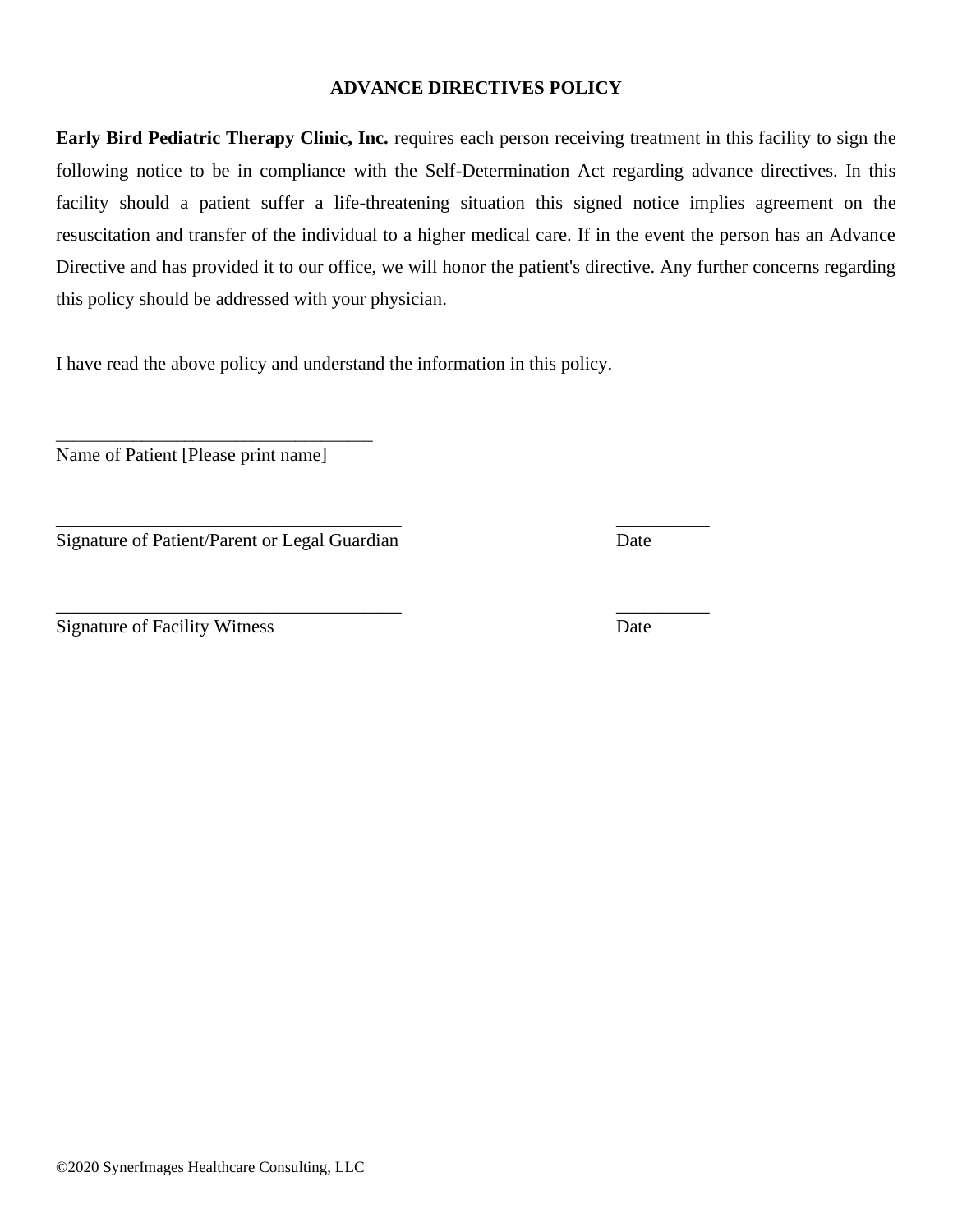# ADVANCE DIRECTIVES POLICY

**Early Bird Pediatric Therapy Clinic, Inc.** requires each person receiving treatment in this facility to sign the following notice to be in compliance with the Self-Determination Act regarding advance directives. In this facility should a patient suffer a life-threatening situation this signed notice implies agreement on the resuscitation and transfer of the individual to a higher medical care. If in the event the person has an Advance Directive and has provided it to our office, we will honor the patient's directive. Any further concerns regarding this policy should be addressed with your physician.

I have read the above policy and understand the information in this policy.

___________________________________
Name of Patient [Please print name]

______________________________________ __________
Signature of Patient/Parent or Legal Guardian Date

______________________________________ __________
Signature of Facility Witness Date

©2020 SynerImages Healthcare Consulting, LLC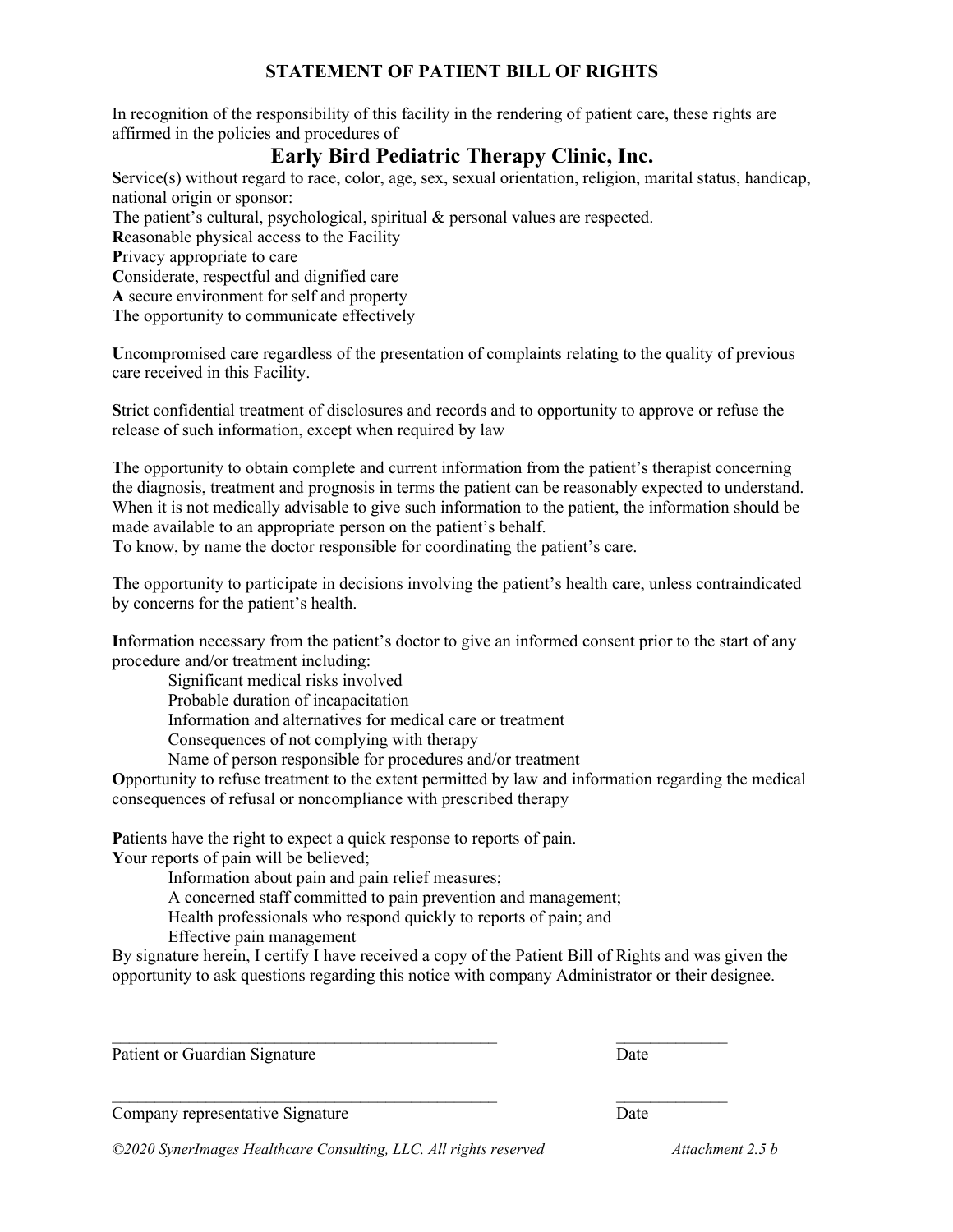# STATEMENT OF PATIENT BILL OF RIGHTS

In recognition of the responsibility of this facility in the rendering of patient care, these rights are affirmed in the policies and procedures of

## Early Bird Pediatric Therapy Clinic, Inc.

**S**ervice(s) without regard to race, color, age, sex, sexual orientation, religion, marital status, handicap, national origin or sponsor:
**T**he patient's cultural, psychological, spiritual & personal values are respected.
**R**easonable physical access to the Facility
**P**rivacy appropriate to care
**C**onsiderate, respectful and dignified care
**A** secure environment for self and property
**T**he opportunity to communicate effectively

**U**ncompromised care regardless of the presentation of complaints relating to the quality of previous care received in this Facility.

**S**trict confidential treatment of disclosures and records and to opportunity to approve or refuse the release of such information, except when required by law

**T**he opportunity to obtain complete and current information from the patient's therapist concerning the diagnosis, treatment and prognosis in terms the patient can be reasonably expected to understand. When it is not medically advisable to give such information to the patient, the information should be made available to an appropriate person on the patient's behalf.
**T**o know, by name the doctor responsible for coordinating the patient's care.

**T**he opportunity to participate in decisions involving the patient's health care, unless contraindicated by concerns for the patient's health.

**I**nformation necessary from the patient's doctor to give an informed consent prior to the start of any procedure and/or treatment including:

- Significant medical risks involved
- Probable duration of incapacitation
- Information and alternatives for medical care or treatment
- Consequences of not complying with therapy
- Name of person responsible for procedures and/or treatment

**O**pportunity to refuse treatment to the extent permitted by law and information regarding the medical consequences of refusal or noncompliance with prescribed therapy

**P**atients have the right to expect a quick response to reports of pain.
**Y**our reports of pain will be believed;

- Information about pain and pain relief measures;
- A concerned staff committed to pain prevention and management;
- Health professionals who respond quickly to reports of pain; and
- Effective pain management

By signature herein, I certify I have received a copy of the Patient Bill of Rights and was given the opportunity to ask questions regarding this notice with company Administrator or their designee.

\_\_\_\_\_\_\_\_\_\_\_\_\_\_\_\_\_\_\_\_\_\_\_\_\_\_\_\_\_\_\_\_\_\_\_\_\_\_\_\_\_\_ \_\_\_\_\_\_\_\_\_\_\_\_
Patient or Guardian Signature Date

\_\_\_\_\_\_\_\_\_\_\_\_\_\_\_\_\_\_\_\_\_\_\_\_\_\_\_\_\_\_\_\_\_\_\_\_\_\_\_\_\_\_ \_\_\_\_\_\_\_\_\_\_\_\_
Company representative Signature Date

*©2020 SynerImages Healthcare Consulting, LLC. All rights reserved* *Attachment 2.5 b*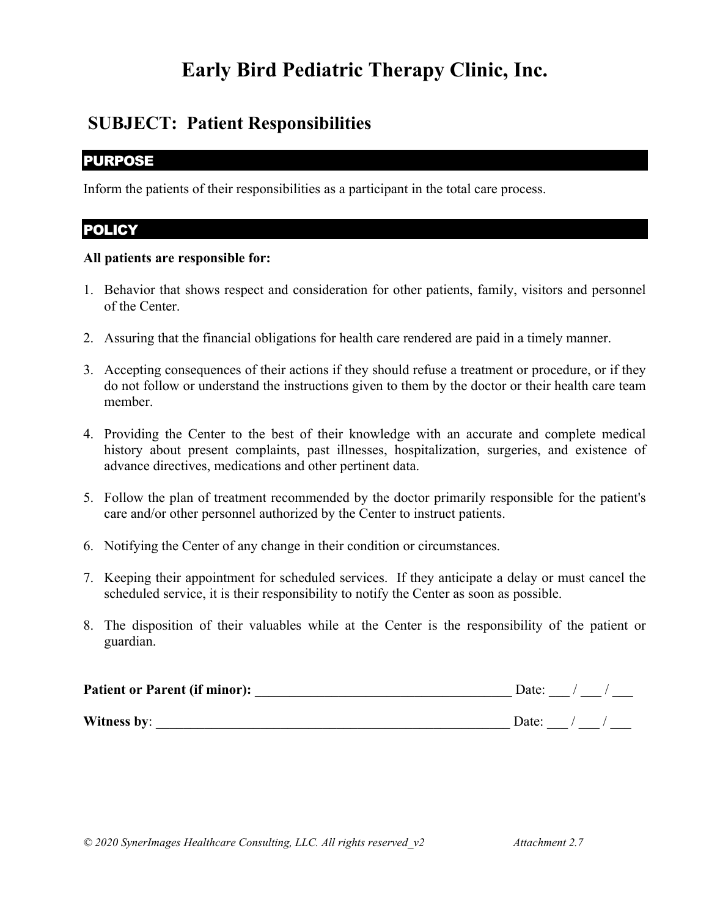# Early Bird Pediatric Therapy Clinic, Inc.

## SUBJECT: Patient Responsibilities

### PURPOSE

Inform the patients of their responsibilities as a participant in the total care process.

### POLICY

**All patients are responsible for:**

1. Behavior that shows respect and consideration for other patients, family, visitors and personnel of the Center.
2. Assuring that the financial obligations for health care rendered are paid in a timely manner.
3. Accepting consequences of their actions if they should refuse a treatment or procedure, or if they do not follow or understand the instructions given to them by the doctor or their health care team member.
4. Providing the Center to the best of their knowledge with an accurate and complete medical history about present complaints, past illnesses, hospitalization, surgeries, and existence of advance directives, medications and other pertinent data.
5. Follow the plan of treatment recommended by the doctor primarily responsible for the patient's care and/or other personnel authorized by the Center to instruct patients.
6. Notifying the Center of any change in their condition or circumstances.
7. Keeping their appointment for scheduled services. If they anticipate a delay or must cancel the scheduled service, it is their responsibility to notify the Center as soon as possible.
8. The disposition of their valuables while at the Center is the responsibility of the patient or guardian.

**Patient or Parent (if minor):** ______________________________________ Date: ___ / ___ / ___

**Witness by**: ______________________________________________________ Date: ___ / ___ / ___

*© 2020 SynerImages Healthcare Consulting, LLC. All rights reserved_v2* *Attachment 2.7*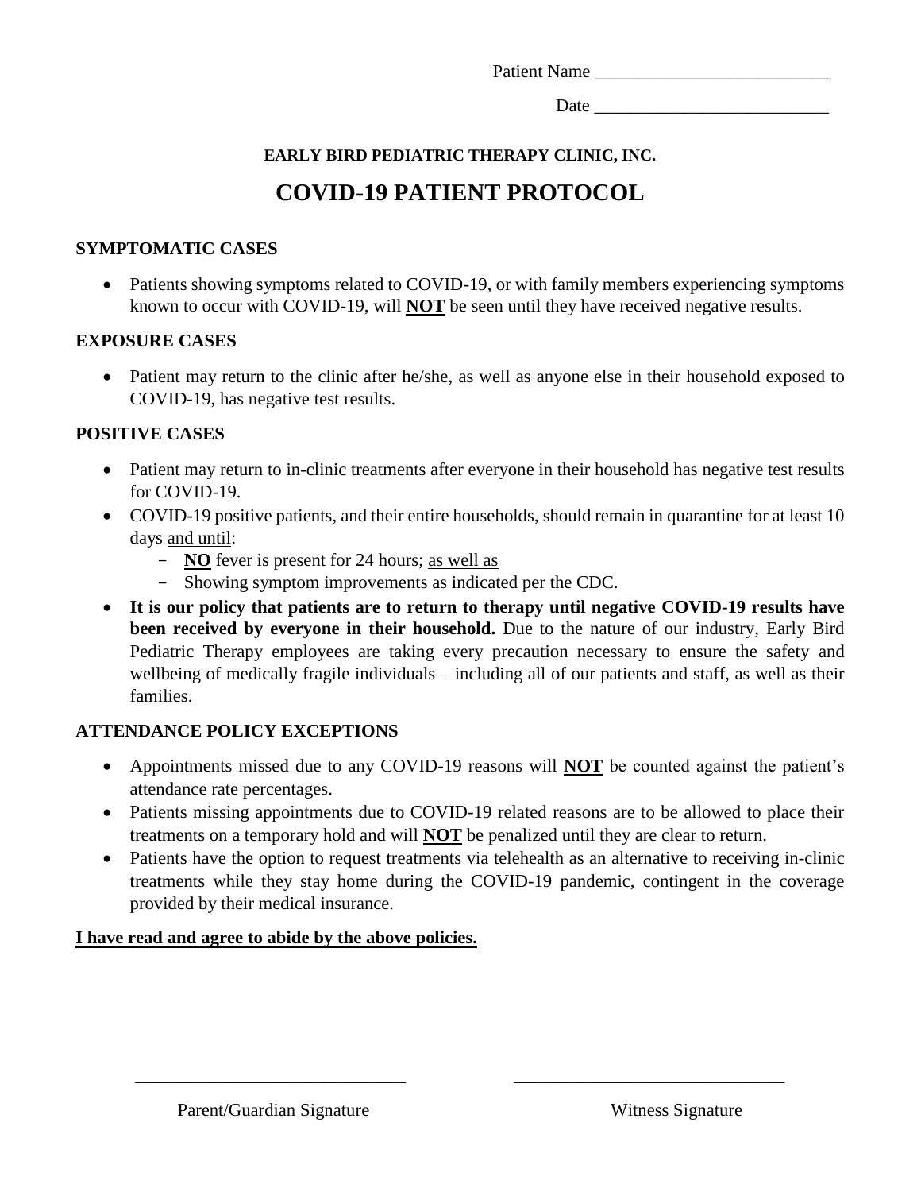Patient Name ___________________________

Date ___________________________

**EARLY BIRD PEDIATRIC THERAPY CLINIC, INC.**

# COVID-19 PATIENT PROTOCOL

### SYMPTOMATIC CASES

- Patients showing symptoms related to COVID-19, or with family members experiencing symptoms known to occur with COVID-19, will <u>**NOT**</u> be seen until they have received negative results.

### EXPOSURE CASES

- Patient may return to the clinic after he/she, as well as anyone else in their household exposed to COVID-19, has negative test results.

### POSITIVE CASES

- Patient may return to in-clinic treatments after everyone in their household has negative test results for COVID-19.
- COVID-19 positive patients, and their entire households, should remain in quarantine for at least 10 days <u>and until</u>:
  - <u>**NO**</u> fever is present for 24 hours; <u>as well as</u>
  - Showing symptom improvements as indicated per the CDC.
- **It is our policy that patients are to return to therapy until negative COVID-19 results have been received by everyone in their household.** Due to the nature of our industry, Early Bird Pediatric Therapy employees are taking every precaution necessary to ensure the safety and wellbeing of medically fragile individuals – including all of our patients and staff, as well as their families.

### ATTENDANCE POLICY EXCEPTIONS

- Appointments missed due to any COVID-19 reasons will <u>**NOT**</u> be counted against the patient's attendance rate percentages.
- Patients missing appointments due to COVID-19 related reasons are to be allowed to place their treatments on a temporary hold and will <u>**NOT**</u> be penalized until they are clear to return.
- Patients have the option to request treatments via telehealth as an alternative to receiving in-clinic treatments while they stay home during the COVID-19 pandemic, contingent in the coverage provided by their medical insurance.

<u>**I have read and agree to abide by the above policies.**</u>

______________________________ ______________________________

Parent/Guardian Signature Witness Signature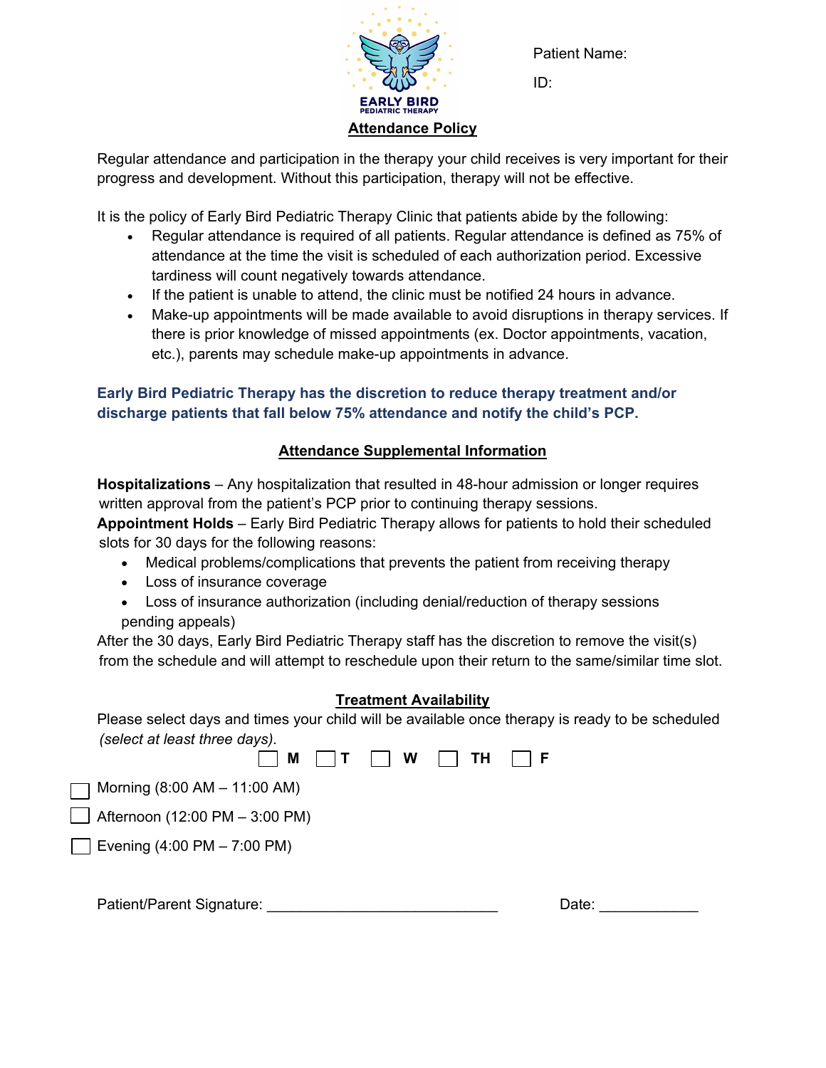EARLY BIRD
PEDIATRIC THERAPY

Patient Name:

ID:

## Attendance Policy

Regular attendance and participation in the therapy your child receives is very important for their progress and development. Without this participation, therapy will not be effective.

It is the policy of Early Bird Pediatric Therapy Clinic that patients abide by the following:

- Regular attendance is required of all patients. Regular attendance is defined as 75% of attendance at the time the visit is scheduled of each authorization period. Excessive tardiness will count negatively towards attendance.
- If the patient is unable to attend, the clinic must be notified 24 hours in advance.
- Make-up appointments will be made available to avoid disruptions in therapy services. If there is prior knowledge of missed appointments (ex. Doctor appointments, vacation, etc.), parents may schedule make-up appointments in advance.

**Early Bird Pediatric Therapy has the discretion to reduce therapy treatment and/or discharge patients that fall below 75% attendance and notify the child's PCP.**

## Attendance Supplemental Information

**Hospitalizations** – Any hospitalization that resulted in 48-hour admission or longer requires written approval from the patient's PCP prior to continuing therapy sessions.

**Appointment Holds** – Early Bird Pediatric Therapy allows for patients to hold their scheduled slots for 30 days for the following reasons:

- Medical problems/complications that prevents the patient from receiving therapy
- Loss of insurance coverage
- Loss of insurance authorization (including denial/reduction of therapy sessions pending appeals)

After the 30 days, Early Bird Pediatric Therapy staff has the discretion to remove the visit(s) from the schedule and will attempt to reschedule upon their return to the same/similar time slot.

## Treatment Availability

Please select days and times your child will be available once therapy is ready to be scheduled *(select at least three days).*

☐ M ☐ T ☐ W ☐ TH ☐ F

☐ Morning (8:00 AM – 11:00 AM)

☐ Afternoon (12:00 PM – 3:00 PM)

☐ Evening (4:00 PM – 7:00 PM)

Patient/Parent Signature: ____________________________ Date: ____________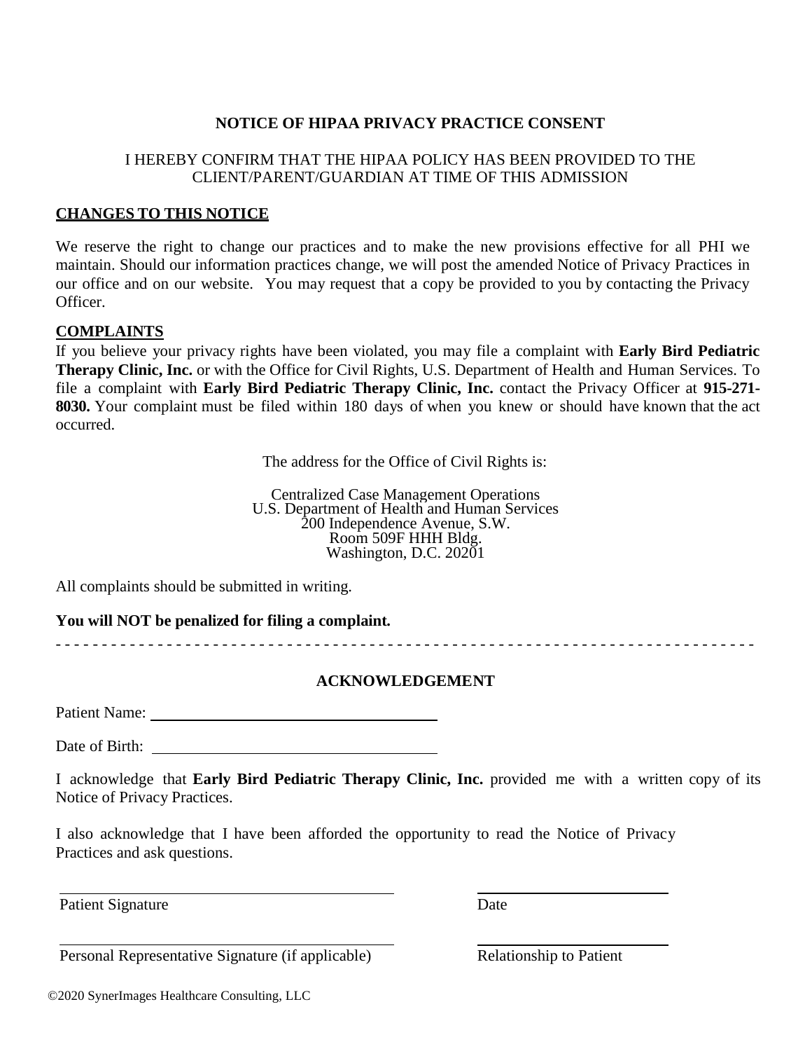## NOTICE OF HIPAA PRIVACY PRACTICE CONSENT

I HEREBY CONFIRM THAT THE HIPAA POLICY HAS BEEN PROVIDED TO THE CLIENT/PARENT/GUARDIAN AT TIME OF THIS ADMISSION

### CHANGES TO THIS NOTICE

We reserve the right to change our practices and to make the new provisions effective for all PHI we maintain. Should our information practices change, we will post the amended Notice of Privacy Practices in our office and on our website. You may request that a copy be provided to you by contacting the Privacy Officer.

### COMPLAINTS

If you believe your privacy rights have been violated, you may file a complaint with **Early Bird Pediatric Therapy Clinic, Inc.** or with the Office for Civil Rights, U.S. Department of Health and Human Services. To file a complaint with **Early Bird Pediatric Therapy Clinic, Inc.** contact the Privacy Officer at **915-271-8030.** Your complaint must be filed within 180 days of when you knew or should have known that the act occurred.

The address for the Office of Civil Rights is:

Centralized Case Management Operations
U.S. Department of Health and Human Services
200 Independence Avenue, S.W.
Room 509F HHH Bldg.
Washington, D.C. 20201

All complaints should be submitted in writing.

**You will NOT be penalized for filing a complaint.**

- - - - - - - - - - - - - - - - - - - - - - - - - - - - - - - - - - - - - - - - - - - - - - - - - - - - - - - - - - - - - - - - - - - - - - - - - - - -

## ACKNOWLEDGEMENT

Patient Name: ___________________________________

Date of Birth: ___________________________________

I acknowledge that **Early Bird Pediatric Therapy Clinic, Inc.** provided me with a written copy of its Notice of Privacy Practices.

I also acknowledge that I have been afforded the opportunity to read the Notice of Privacy Practices and ask questions.

_______________________________________ _________________________

Patient Signature Date

_______________________________________ _________________________

Personal Representative Signature (if applicable) Relationship to Patient

©2020 SynerImages Healthcare Consulting, LLC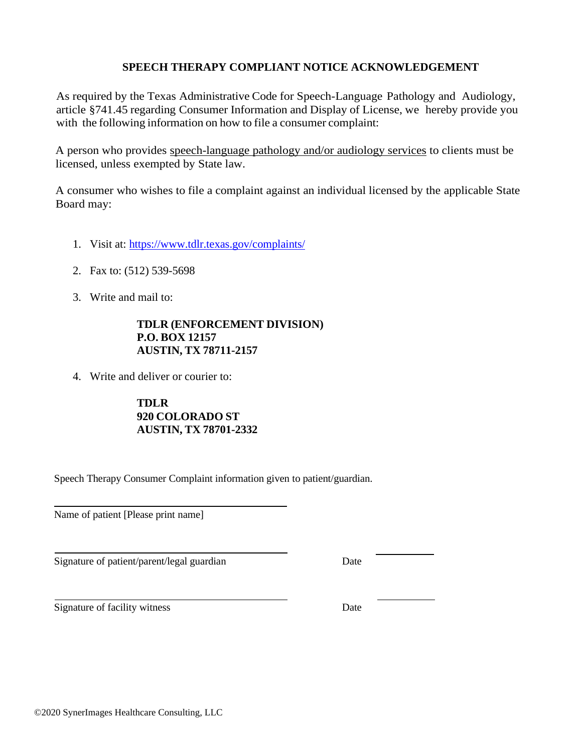## SPEECH THERAPY COMPLIANT NOTICE ACKNOWLEDGEMENT

As required by the Texas Administrative Code for Speech-Language Pathology and Audiology, article §741.45 regarding Consumer Information and Display of License, we hereby provide you with the following information on how to file a consumer complaint:

A person who provides speech-language pathology and/or audiology services to clients must be licensed, unless exempted by State law.

A consumer who wishes to file a complaint against an individual licensed by the applicable State Board may:

1. Visit at: https://www.tdlr.texas.gov/complaints/
2. Fax to: (512) 539-5698
3. Write and mail to:

   **TDLR (ENFORCEMENT DIVISION)**
   **P.O. BOX 12157**
   **AUSTIN, TX 78711-2157**

4. Write and deliver or courier to:

   **TDLR**
   **920 COLORADO ST**
   **AUSTIN, TX 78701-2332**

Speech Therapy Consumer Complaint information given to patient/guardian.

______________________________
Name of patient [Please print name]

______________________________ Date ____________
Signature of patient/parent/legal guardian

______________________________ Date ____________
Signature of facility witness

©2020 SynerImages Healthcare Consulting, LLC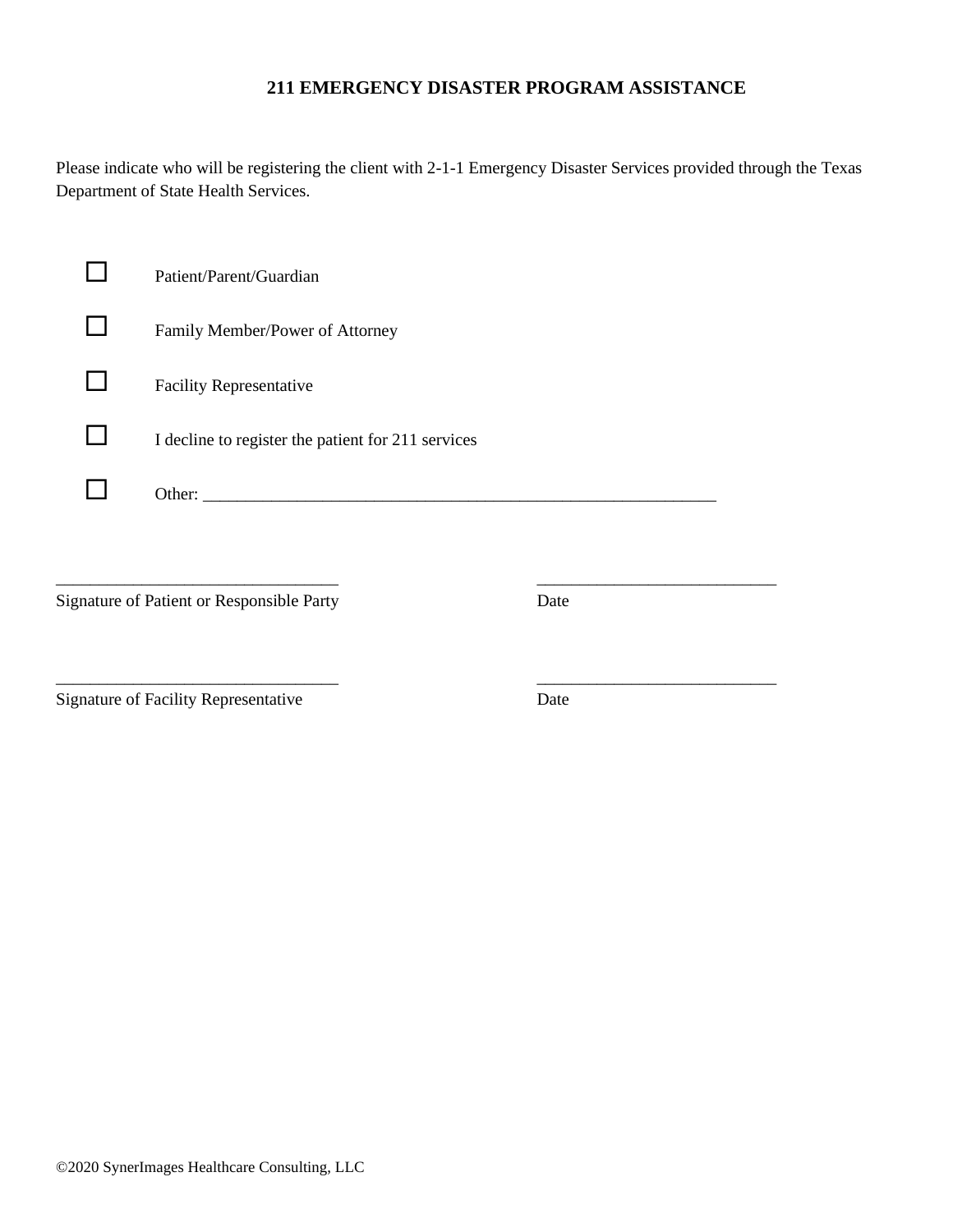## 211 EMERGENCY DISASTER PROGRAM ASSISTANCE

Please indicate who will be registering the client with 2-1-1 Emergency Disaster Services provided through the Texas Department of State Health Services.

☐ Patient/Parent/Guardian

☐ Family Member/Power of Attorney

☐ Facility Representative

☐ I decline to register the patient for 211 services

☐ Other: ______________________________________________________________

_________________________________ &nbsp;&nbsp;&nbsp;&nbsp;&nbsp;&nbsp;&nbsp;&nbsp;&nbsp;&nbsp;&nbsp;&nbsp; ____________________________
Signature of Patient or Responsible Party &nbsp;&nbsp;&nbsp;&nbsp;&nbsp;&nbsp;&nbsp;&nbsp;&nbsp;&nbsp;&nbsp;&nbsp; Date

_________________________________ &nbsp;&nbsp;&nbsp;&nbsp;&nbsp;&nbsp;&nbsp;&nbsp;&nbsp;&nbsp;&nbsp;&nbsp; ____________________________
Signature of Facility Representative &nbsp;&nbsp;&nbsp;&nbsp;&nbsp;&nbsp;&nbsp;&nbsp;&nbsp;&nbsp;&nbsp;&nbsp; Date

©2020 SynerImages Healthcare Consulting, LLC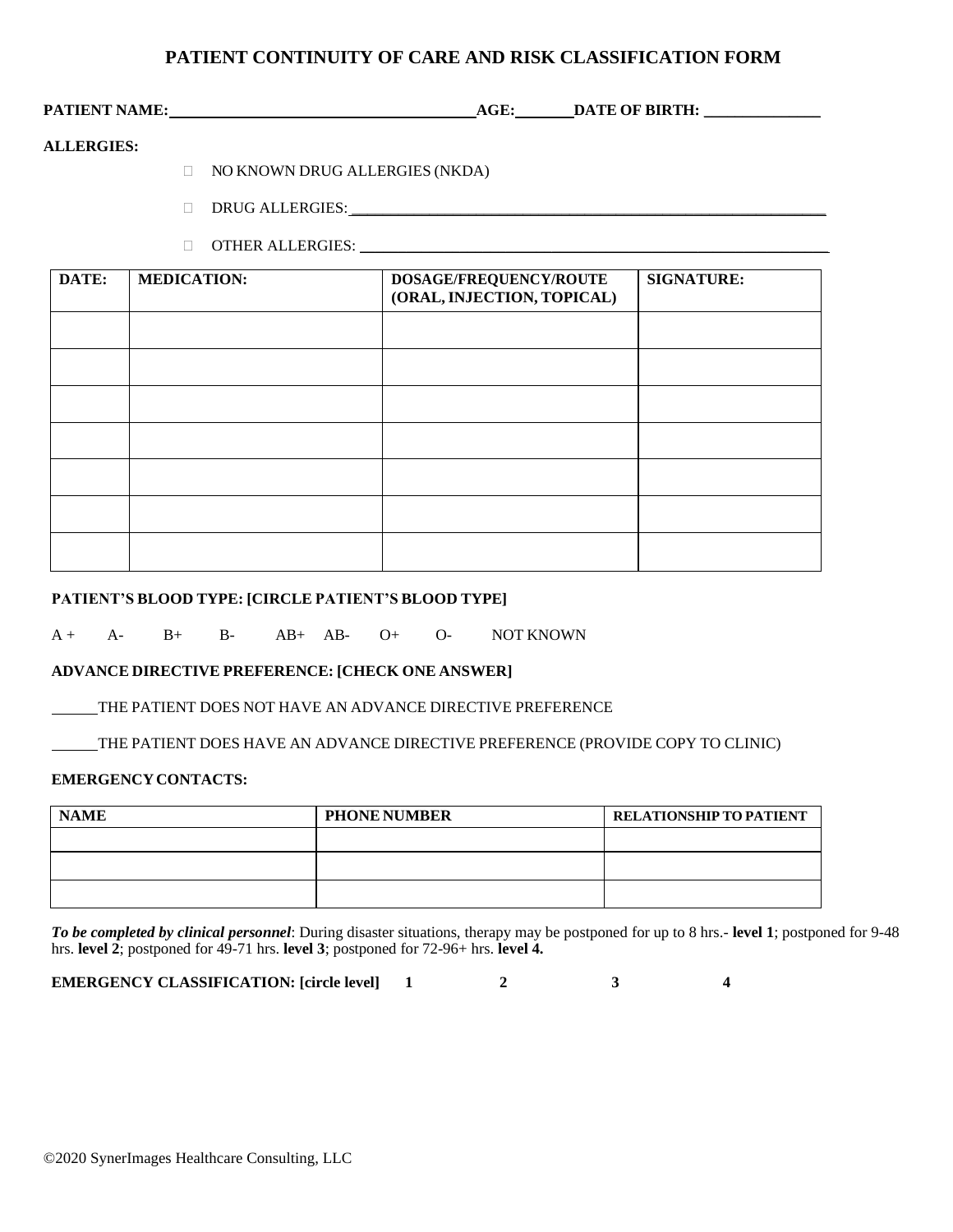# PATIENT CONTINUITY OF CARE AND RISK CLASSIFICATION FORM

**PATIENT NAME:** ______________________ **AGE:** ______ **DATE OF BIRTH:** ______________

**ALLERGIES:**

- ☐ NO KNOWN DRUG ALLERGIES (NKDA)
- ☐ DRUG ALLERGIES: ____________________________________________
- ☐ OTHER ALLERGIES: ____________________________________________

| DATE: | MEDICATION: | DOSAGE/FREQUENCY/ROUTE (ORAL, INJECTION, TOPICAL) | SIGNATURE: |
|---|---|---|---|
| | | | |
| | | | |
| | | | |
| | | | |
| | | | |
| | | | |
| | | | |

**PATIENT'S BLOOD TYPE: [CIRCLE PATIENT'S BLOOD TYPE]**

A + A- B+ B- AB+ AB- O+ O- NOT KNOWN

**ADVANCE DIRECTIVE PREFERENCE: [CHECK ONE ANSWER]**

______ THE PATIENT DOES NOT HAVE AN ADVANCE DIRECTIVE PREFERENCE

______ THE PATIENT DOES HAVE AN ADVANCE DIRECTIVE PREFERENCE (PROVIDE COPY TO CLINIC)

**EMERGENCY CONTACTS:**

| NAME | PHONE NUMBER | RELATIONSHIP TO PATIENT |
|---|---|---|
| | | |
| | | |
| | | |

***To be completed by clinical personnel***: During disaster situations, therapy may be postponed for up to 8 hrs.- **level 1**; postponed for 9-48 hrs. **level 2**; postponed for 49-71 hrs. **level 3**; postponed for 72-96+ hrs. **level 4.**

**EMERGENCY CLASSIFICATION: [circle level] 1 2 3 4**

©2020 SynerImages Healthcare Consulting, LLC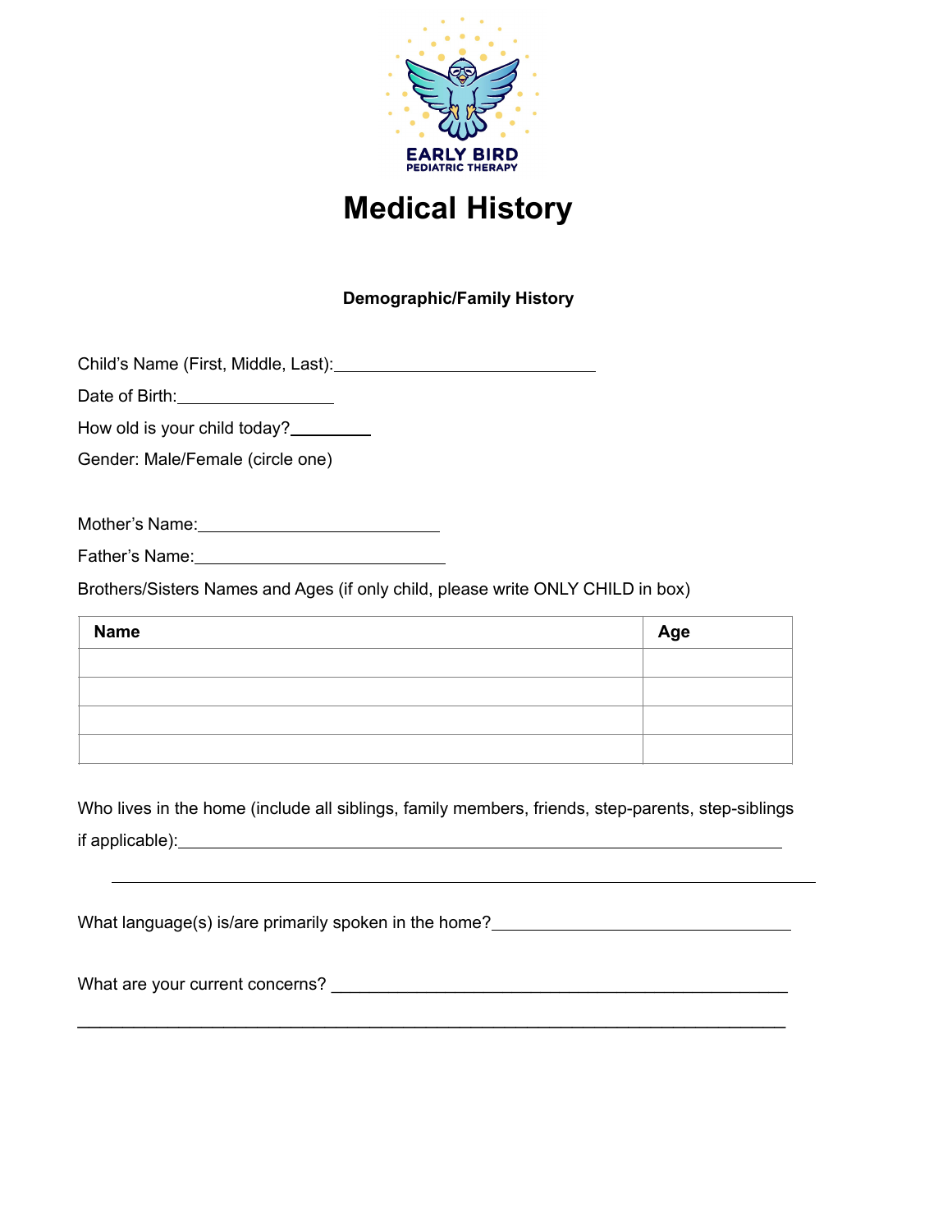EARLY BIRD
PEDIATRIC THERAPY

# Medical History

### Demographic/Family History

Child's Name (First, Middle, Last):____________________________

Date of Birth:_________________

How old is your child today?_________

Gender: Male/Female (circle one)

Mother's Name:__________________________

Father's Name:___________________________

Brothers/Sisters Names and Ages (if only child, please write ONLY CHILD in box)

| Name | Age |
|---|---|
| | |
| | |
| | |
| | |

Who lives in the home (include all siblings, family members, friends, step-parents, step-siblings if applicable):_________________________________________________________________

_____________________________________________________________________________

What language(s) is/are primarily spoken in the home?________________________________

What are your current concerns? __________________________________________________

_____________________________________________________________________________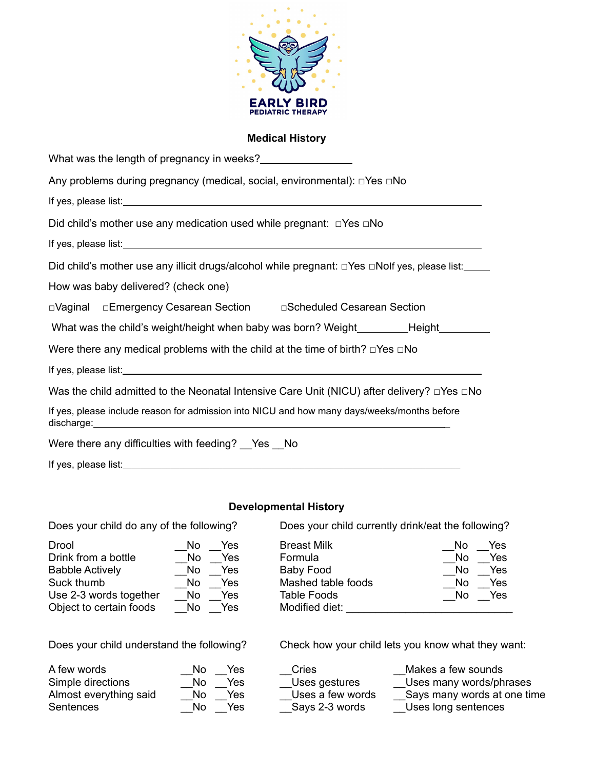EARLY BIRD
PEDIATRIC THERAPY

## Medical History

What was the length of pregnancy in weeks?________________

Any problems during pregnancy (medical, social, environmental): □Yes □No

If yes, please list:_______________________________________________________________

Did child's mother use any medication used while pregnant: □Yes □No

If yes, please list:_______________________________________________________________

Did child's mother use any illicit drugs/alcohol while pregnant: □Yes □NoIf yes, please list:_____

How was baby delivered? (check one)

□Vaginal □Emergency Cesarean Section □Scheduled Cesarean Section

What was the child's weight/height when baby was born? Weight_________Height_________

Were there any medical problems with the child at the time of birth? □Yes □No

If yes, please list:_______________________________________________________________

Was the child admitted to the Neonatal Intensive Care Unit (NICU) after delivery? □Yes □No

If yes, please include reason for admission into NICU and how many days/weeks/months before discharge:_______________________________________________________________

Were there any difficulties with feeding? __Yes __No

If yes, please list:_______________________________________________________________

## Developmental History

Does your child do any of the following?

| | | |
|---|---|---|
| Drool | __No | __Yes |
| Drink from a bottle | __No | __Yes |
| Babble Actively | __No | __Yes |
| Suck thumb | __No | __Yes |
| Use 2-3 words together | __No | __Yes |
| Object to certain foods | __No | __Yes |

Does your child currently drink/eat the following?

| | | |
|---|---|---|
| Breast Milk | __No | __Yes |
| Formula | __No | __Yes |
| Baby Food | __No | __Yes |
| Mashed table foods | __No | __Yes |
| Table Foods | __No | __Yes |

Modified diet: ____________________________

Does your child understand the following?

| | | |
|---|---|---|
| A few words | __No | __Yes |
| Simple directions | __No | __Yes |
| Almost everything said | __No | __Yes |
| Sentences | __No | __Yes |

Check how your child lets you know what they want:

| | |
|---|---|
| __Cries | __Makes a few sounds |
| __Uses gestures | __Uses many words/phrases |
| __Uses a few words | __Says many words at one time |
| __Says 2-3 words | __Uses long sentences |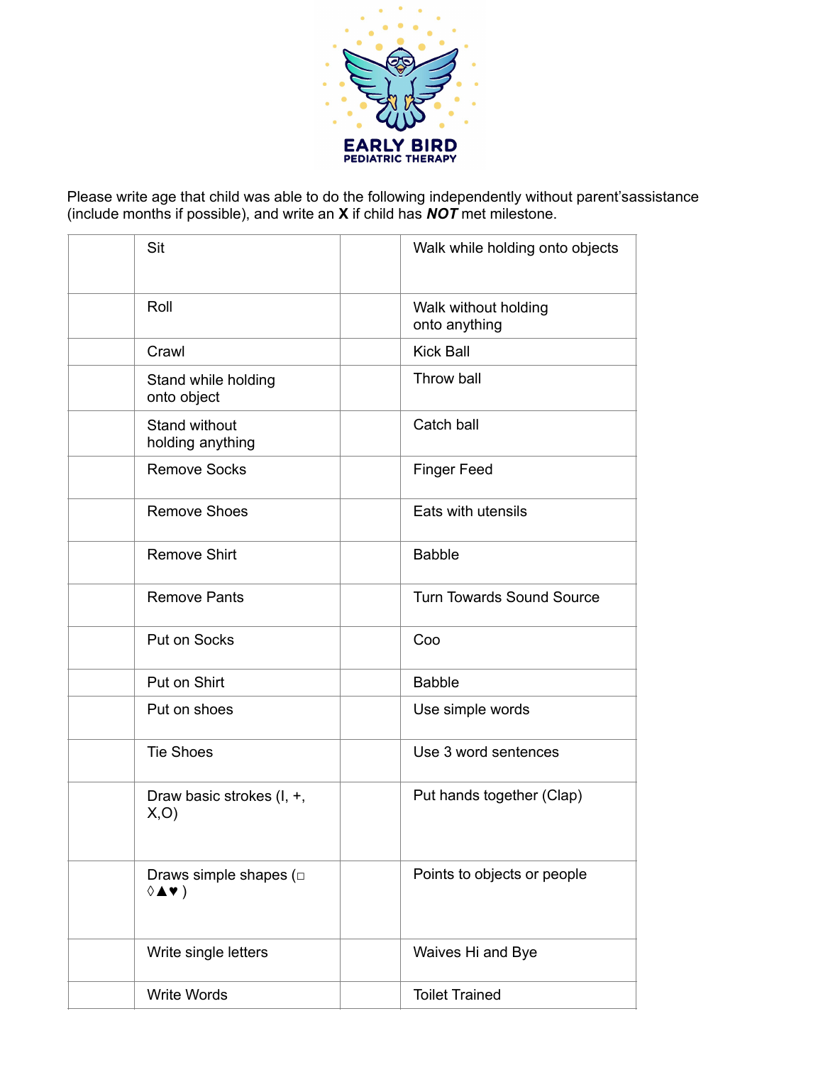**EARLY BIRD**
**PEDIATRIC THERAPY**

Please write age that child was able to do the following independently without parent'sassistance (include months if possible), and write an **X** if child has ***NOT*** met milestone.

| | | | |
|---|---|---|---|
| | Sit | | Walk while holding onto objects |
| | Roll | | Walk without holding onto anything |
| | Crawl | | Kick Ball |
| | Stand while holding onto object | | Throw ball |
| | Stand without holding anything | | Catch ball |
| | Remove Socks | | Finger Feed |
| | Remove Shoes | | Eats with utensils |
| | Remove Shirt | | Babble |
| | Remove Pants | | Turn Towards Sound Source |
| | Put on Socks | | Coo |
| | Put on Shirt | | Babble |
| | Put on shoes | | Use simple words |
| | Tie Shoes | | Use 3 word sentences |
| | Draw basic strokes (I, +, X,O) | | Put hands together (Clap) |
| | Draws simple shapes (□ ◊▲♥ ) | | Points to objects or people |
| | Write single letters | | Waives Hi and Bye |
| | Write Words | | Toilet Trained |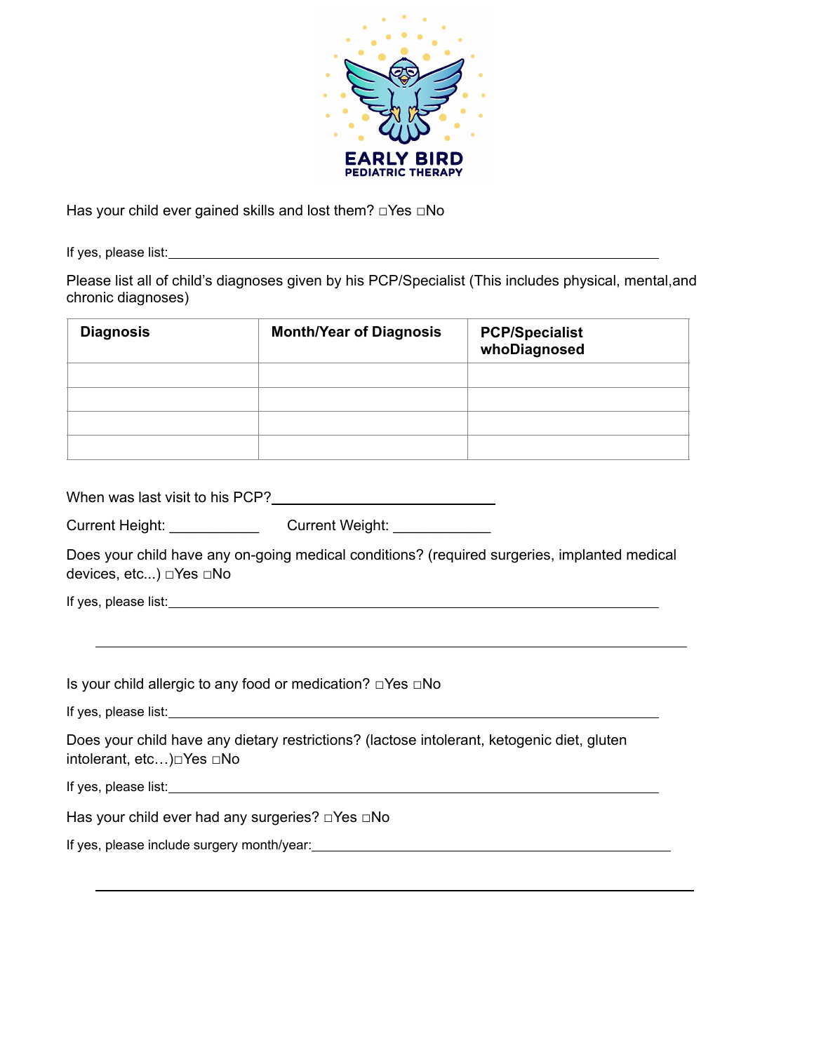Has your child ever gained skills and lost them? □Yes □No

If yes, please list:\_\_\_\_\_\_\_\_\_\_\_\_\_\_\_\_\_\_\_\_\_\_\_\_\_\_\_\_\_\_\_\_\_\_\_\_\_\_\_\_\_\_\_\_\_\_\_\_\_\_\_\_\_\_\_\_\_\_\_\_

Please list all of child's diagnoses given by his PCP/Specialist (This includes physical, mental,and chronic diagnoses)

| Diagnosis | Month/Year of Diagnosis | PCP/Specialist whoDiagnosed |
|---|---|---|
| | | |
| | | |
| | | |
| | | |

When was last visit to his PCP?\_\_\_\_\_\_\_\_\_\_\_\_\_\_\_\_\_\_\_\_\_\_\_\_\_\_\_\_\_\_

Current Height: \_\_\_\_\_\_\_\_\_\_\_ Current Weight: \_\_\_\_\_\_\_\_\_\_\_\_

Does your child have any on-going medical conditions? (required surgeries, implanted medical devices, etc...) □Yes □No

If yes, please list:\_\_\_\_\_\_\_\_\_\_\_\_\_\_\_\_\_\_\_\_\_\_\_\_\_\_\_\_\_\_\_\_\_\_\_\_\_\_\_\_\_\_\_\_\_\_\_\_\_\_\_\_\_\_\_\_\_\_\_\_

\_\_\_\_\_\_\_\_\_\_\_\_\_\_\_\_\_\_\_\_\_\_\_\_\_\_\_\_\_\_\_\_\_\_\_\_\_\_\_\_\_\_\_\_\_\_\_\_\_\_\_\_\_\_\_\_\_\_\_\_\_\_\_\_\_\_\_\_\_\_\_\_\_\_\_\_\_\_

Is your child allergic to any food or medication? □Yes □No

If yes, please list:\_\_\_\_\_\_\_\_\_\_\_\_\_\_\_\_\_\_\_\_\_\_\_\_\_\_\_\_\_\_\_\_\_\_\_\_\_\_\_\_\_\_\_\_\_\_\_\_\_\_\_\_\_\_\_\_\_\_\_\_

Does your child have any dietary restrictions? (lactose intolerant, ketogenic diet, gluten intolerant, etc…)□Yes □No

If yes, please list:\_\_\_\_\_\_\_\_\_\_\_\_\_\_\_\_\_\_\_\_\_\_\_\_\_\_\_\_\_\_\_\_\_\_\_\_\_\_\_\_\_\_\_\_\_\_\_\_\_\_\_\_\_\_\_\_\_\_\_\_

Has your child ever had any surgeries? □Yes □No

If yes, please include surgery month/year:\_\_\_\_\_\_\_\_\_\_\_\_\_\_\_\_\_\_\_\_\_\_\_\_\_\_\_\_\_\_\_\_\_\_\_\_\_\_\_\_\_\_\_\_

\_\_\_\_\_\_\_\_\_\_\_\_\_\_\_\_\_\_\_\_\_\_\_\_\_\_\_\_\_\_\_\_\_\_\_\_\_\_\_\_\_\_\_\_\_\_\_\_\_\_\_\_\_\_\_\_\_\_\_\_\_\_\_\_\_\_\_\_\_\_\_\_\_\_\_\_\_\_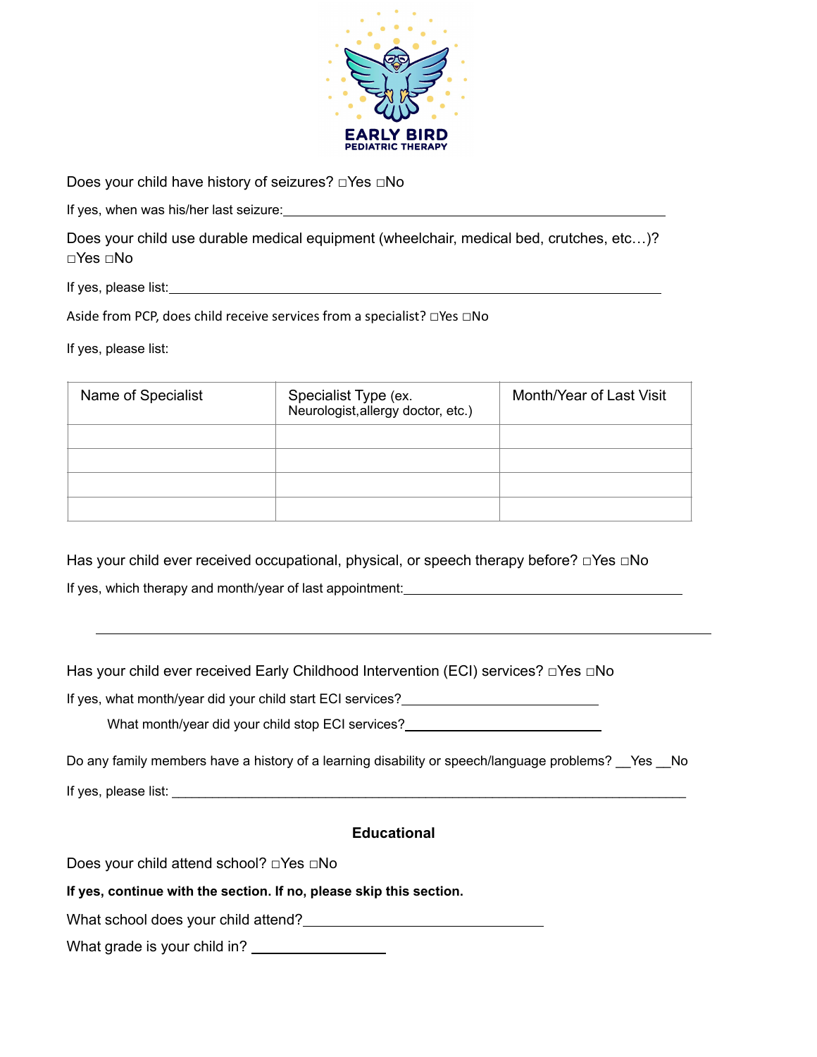Does your child have history of seizures? □Yes □No

If yes, when was his/her last seizure:\_\_\_\_\_\_\_\_\_\_\_\_\_\_\_\_\_\_\_\_\_\_\_\_\_\_\_\_\_\_\_\_\_\_\_\_\_\_\_\_\_\_\_\_

Does your child use durable medical equipment (wheelchair, medical bed, crutches, etc…)? □Yes □No

If yes, please list:\_\_\_\_\_\_\_\_\_\_\_\_\_\_\_\_\_\_\_\_\_\_\_\_\_\_\_\_\_\_\_\_\_\_\_\_\_\_\_\_\_\_\_\_\_\_\_\_\_\_\_\_\_\_\_\_

Aside from PCP, does child receive services from a specialist? □Yes □No

If yes, please list:

| Name of Specialist | Specialist Type (ex. Neurologist,allergy doctor, etc.) | Month/Year of Last Visit |
|---|---|---|
| | | |
| | | |
| | | |
| | | |

Has your child ever received occupational, physical, or speech therapy before? □Yes □No

If yes, which therapy and month/year of last appointment:\_\_\_\_\_\_\_\_\_\_\_\_\_\_\_\_\_\_\_\_\_\_\_\_\_\_\_\_\_\_\_\_\_\_

\_\_\_\_\_\_\_\_\_\_\_\_\_\_\_\_\_\_\_\_\_\_\_\_\_\_\_\_\_\_\_\_\_\_\_\_\_\_\_\_\_\_\_\_\_\_\_\_\_\_\_\_\_\_\_\_\_\_\_\_\_\_\_\_\_\_\_\_\_\_\_\_

Has your child ever received Early Childhood Intervention (ECI) services? □Yes □No

If yes, what month/year did your child start ECI services?\_\_\_\_\_\_\_\_\_\_\_\_\_\_\_\_\_\_\_\_\_\_\_\_

What month/year did your child stop ECI services?\_\_\_\_\_\_\_\_\_\_\_\_\_\_\_\_\_\_\_\_\_\_\_\_

Do any family members have a history of a learning disability or speech/language problems? \_\_Yes \_\_No

If yes, please list: \_\_\_\_\_\_\_\_\_\_\_\_\_\_\_\_\_\_\_\_\_\_\_\_\_\_\_\_\_\_\_\_\_\_\_\_\_\_\_\_\_\_\_\_\_\_\_\_\_\_\_\_\_\_\_\_\_\_\_\_

## Educational

Does your child attend school? □Yes □No

**If yes, continue with the section. If no, please skip this section.**

What school does your child attend?\_\_\_\_\_\_\_\_\_\_\_\_\_\_\_\_\_\_\_\_\_\_\_\_\_\_\_\_\_\_

What grade is your child in? \_\_\_\_\_\_\_\_\_\_\_\_\_\_\_\_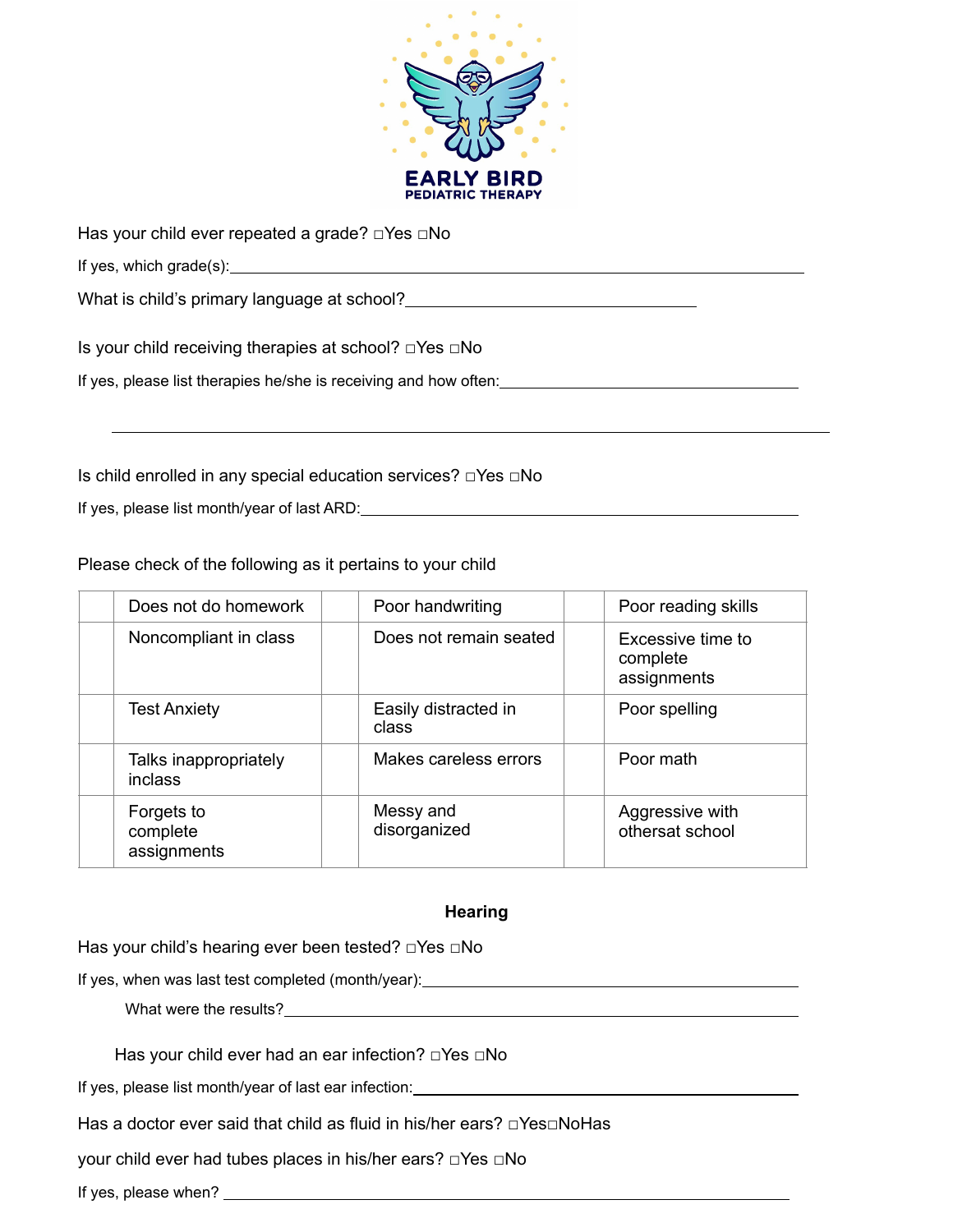EARLY BIRD
PEDIATRIC THERAPY

Has your child ever repeated a grade? □Yes □No

If yes, which grade(s):______________________________________________________________

What is child's primary language at school?_________________________________

Is your child receiving therapies at school? □Yes □No

If yes, please list therapies he/she is receiving and how often:___________________________________

______________________________________________________________________________

Is child enrolled in any special education services? □Yes □No

If yes, please list month/year of last ARD:__________________________________________________

Please check of the following as it pertains to your child

| | | | | | |
|---|---|---|---|---|---|
| | Does not do homework | | Poor handwriting | | Poor reading skills |
| | Noncompliant in class | | Does not remain seated | | Excessive time to complete assignments |
| | Test Anxiety | | Easily distracted in class | | Poor spelling |
| | Talks inappropriately inclass | | Makes careless errors | | Poor math |
| | Forgets to complete assignments | | Messy and disorganized | | Aggressive with othersat school |

**Hearing**

Has your child's hearing ever been tested? □Yes □No

If yes, when was last test completed (month/year):__________________________________________

What were the results?__________________________________________________________

Has your child ever had an ear infection? □Yes □No

If yes, please list month/year of last ear infection:____________________________________________

Has a doctor ever said that child as fluid in his/her ears? □Yes□NoHas

your child ever had tubes places in his/her ears? □Yes □No

If yes, please when? ___________________________________________________________________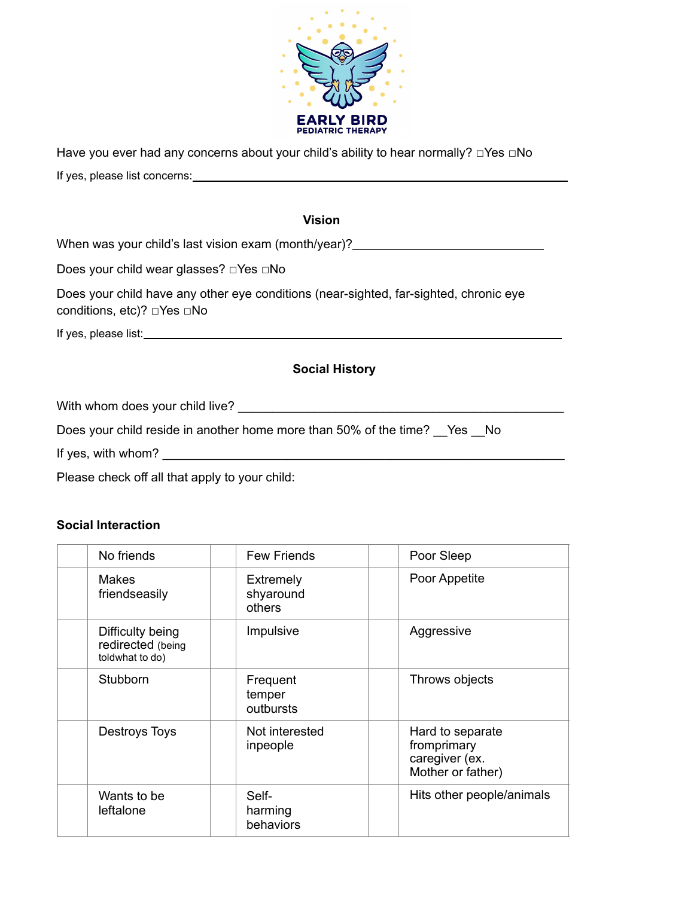Have you ever had any concerns about your child's ability to hear normally? □Yes □No

If yes, please list concerns:\_\_\_\_\_\_\_\_\_\_\_\_\_\_\_\_\_\_\_\_\_\_\_\_\_\_\_\_\_\_\_\_\_\_\_\_\_\_\_\_\_\_\_\_\_\_\_\_

### Vision

When was your child's last vision exam (month/year)?\_\_\_\_\_\_\_\_\_\_\_\_\_\_\_\_\_\_\_\_\_\_\_\_\_\_\_\_

Does your child wear glasses? □Yes □No

Does your child have any other eye conditions (near-sighted, far-sighted, chronic eye conditions, etc)? □Yes □No

If yes, please list:\_\_\_\_\_\_\_\_\_\_\_\_\_\_\_\_\_\_\_\_\_\_\_\_\_\_\_\_\_\_\_\_\_\_\_\_\_\_\_\_\_\_\_\_\_\_\_\_\_\_\_\_\_\_

### Social History

With whom does your child live? \_\_\_\_\_\_\_\_\_\_\_\_\_\_\_\_\_\_\_\_\_\_\_\_\_\_\_\_\_\_\_\_\_\_\_\_\_\_\_\_\_\_\_\_

Does your child reside in another home more than 50% of the time? \_\_Yes \_\_No

If yes, with whom? \_\_\_\_\_\_\_\_\_\_\_\_\_\_\_\_\_\_\_\_\_\_\_\_\_\_\_\_\_\_\_\_\_\_\_\_\_\_\_\_\_\_\_\_\_\_\_\_\_\_\_\_

Please check off all that apply to your child:

**Social Interaction**

| | | | | | |
|---|---|---|---|---|---|
| | No friends | | Few Friends | | Poor Sleep |
| | Makes friendseasily | | Extremely shyaround others | | Poor Appetite |
| | Difficulty being redirected (being toldwhat to do) | | Impulsive | | Aggressive |
| | Stubborn | | Frequent temper outbursts | | Throws objects |
| | Destroys Toys | | Not interested inpeople | | Hard to separate fromprimary caregiver (ex. Mother or father) |
| | Wants to be leftalone | | Self-harming behaviors | | Hits other people/animals |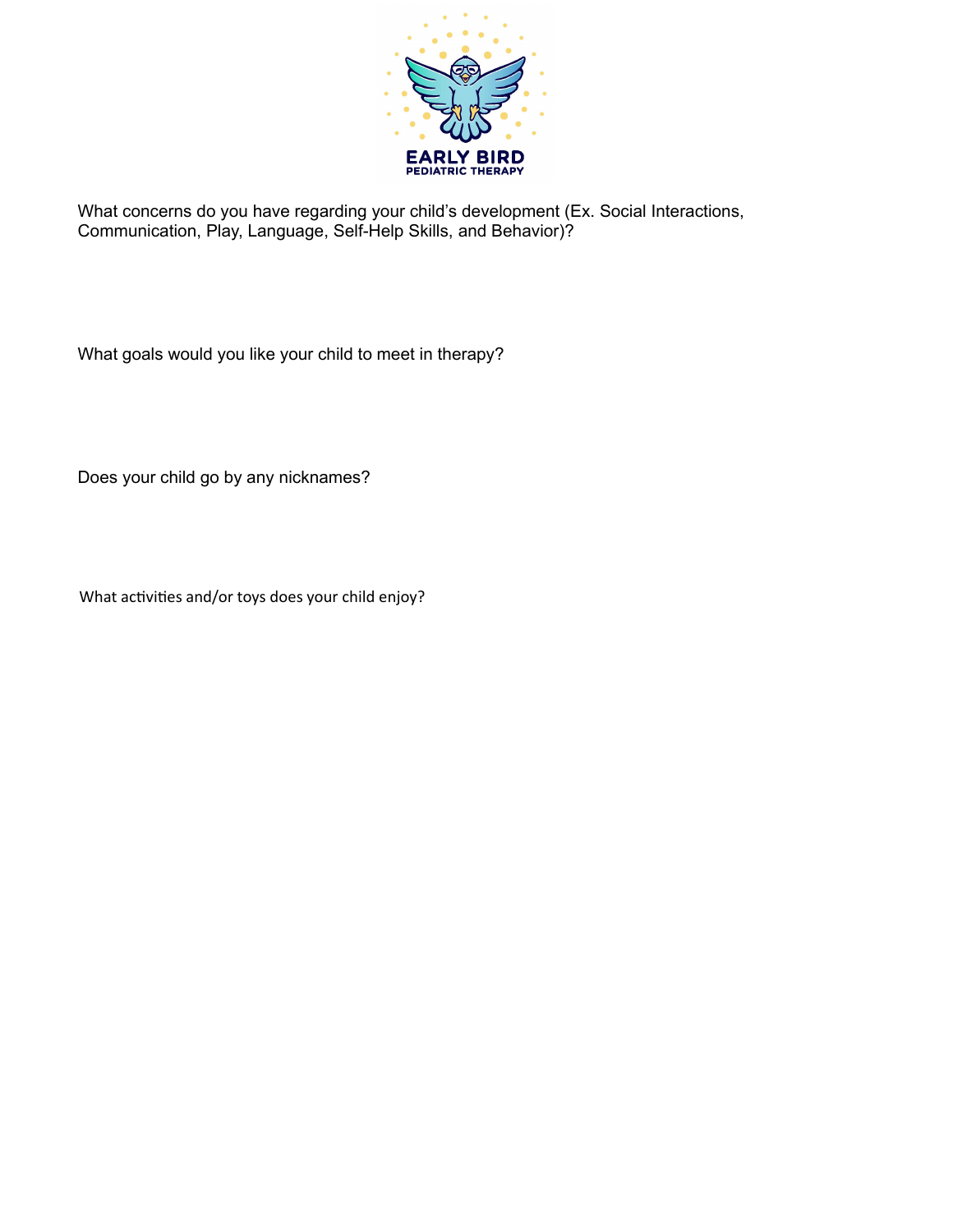EARLY BIRD
PEDIATRIC THERAPY

What concerns do you have regarding your child's development (Ex. Social Interactions, Communication, Play, Language, Self-Help Skills, and Behavior)?

What goals would you like your child to meet in therapy?

Does your child go by any nicknames?

What activities and/or toys does your child enjoy?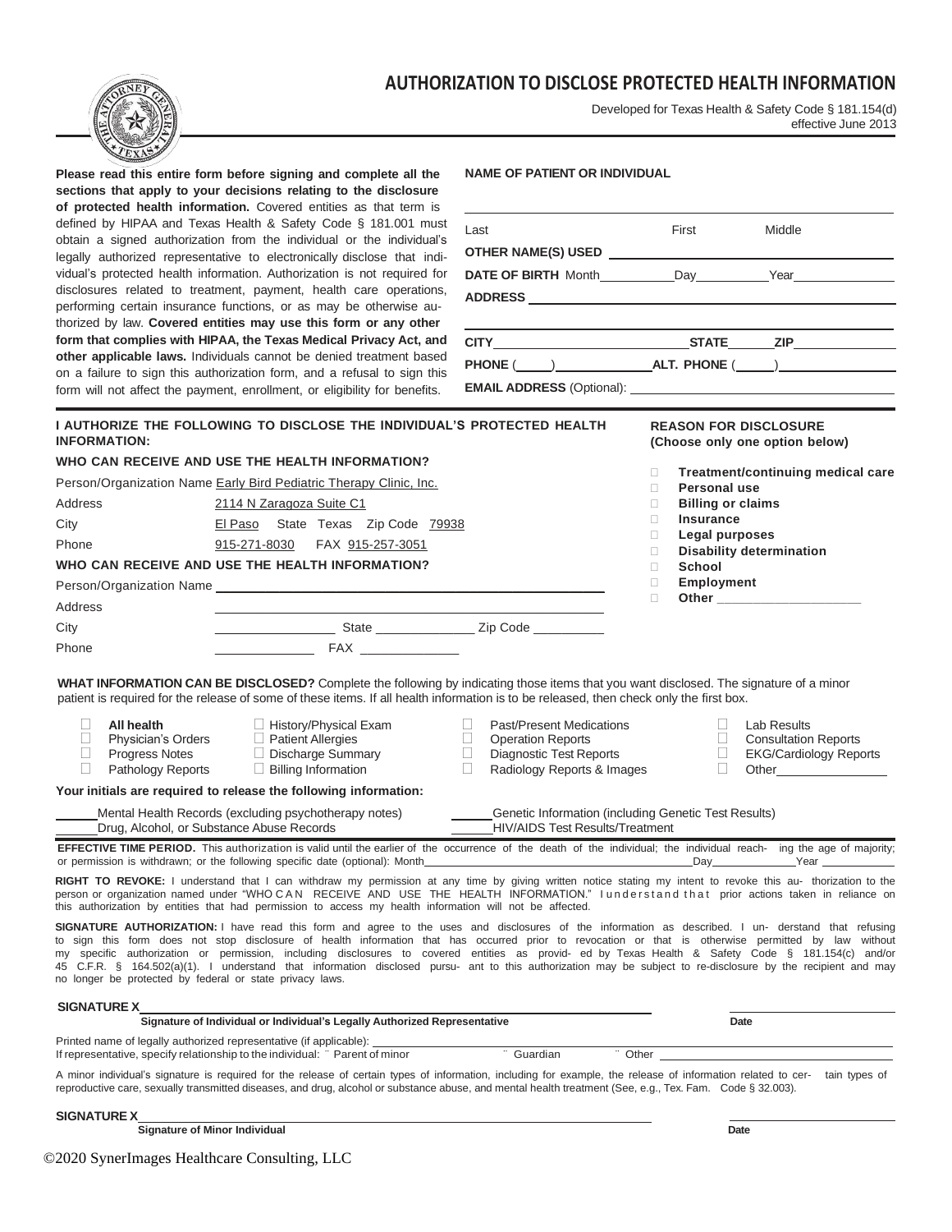# AUTHORIZATION TO DISCLOSE PROTECTED HEALTH INFORMATION

Developed for Texas Health & Safety Code § 181.154(d)
effective June 2013

**Please read this entire form before signing and complete all the sections that apply to your decisions relating to the disclosure of protected health information.** Covered entities as that term is defined by HIPAA and Texas Health & Safety Code § 181.001 must obtain a signed authorization from the individual or the individual's legally authorized representative to electronically disclose that individual's protected health information. Authorization is not required for disclosures related to treatment, payment, health care operations, performing certain insurance functions, or as may be otherwise authorized by law. **Covered entities may use this form or any other form that complies with HIPAA, the Texas Medical Privacy Act, and other applicable laws.** Individuals cannot be denied treatment based on a failure to sign this authorization form, and a refusal to sign this form will not affect the payment, enrollment, or eligibility for benefits.

**NAME OF PATIENT OR INDIVIDUAL**

______________________________
Last First Middle

**OTHER NAME(S) USED** ______________________

**DATE OF BIRTH** Month________ Day________ Year________

**ADDRESS** ______________________

______________________________

**CITY** ______________ **STATE** ______ **ZIP** ______

**PHONE** (____) ____________ **ALT. PHONE** (____) ____________

**EMAIL ADDRESS** (Optional): ______________________

**I AUTHORIZE THE FOLLOWING TO DISCLOSE THE INDIVIDUAL'S PROTECTED HEALTH INFORMATION:**

**WHO CAN RECEIVE AND USE THE HEALTH INFORMATION?**

Person/Organization Name Early Bird Pediatric Therapy Clinic, Inc.
Address 2114 N Zaragoza Suite C1
City El Paso State Texas Zip Code 79938
Phone 915-271-8030 FAX 915-257-3051

**WHO CAN RECEIVE AND USE THE HEALTH INFORMATION?**

Person/Organization Name ______________________
Address ______________________
City ______________ State ______________ Zip Code __________
Phone ______________ FAX ______________

**REASON FOR DISCLOSURE (Choose only one option below)**

- ☐ **Treatment/continuing medical care**
- ☐ **Personal use**
- ☐ **Billing or claims**
- ☐ **Insurance**
- ☐ **Legal purposes**
- ☐ **Disability determination**
- ☐ **School**
- ☐ **Employment**
- ☐ **Other** ____________________

**WHAT INFORMATION CAN BE DISCLOSED?** Complete the following by indicating those items that you want disclosed. The signature of a minor patient is required for the release of some of these items. If all health information is to be released, then check only the first box.

| | | | |
|---|---|---|---|
| ☐ **All health** | ☐ History/Physical Exam | ☐ Past/Present Medications | ☐ Lab Results |
| ☐ Physician's Orders | ☐ Patient Allergies | ☐ Operation Reports | ☐ Consultation Reports |
| ☐ Progress Notes | ☐ Discharge Summary | ☐ Diagnostic Test Reports | ☐ EKG/Cardiology Reports |
| ☐ Pathology Reports | ☐ Billing Information | ☐ Radiology Reports & Images | ☐ Other________________ |

**Your initials are required to release the following information:**

______ Mental Health Records (excluding psychotherapy notes)
______ Drug, Alcohol, or Substance Abuse Records
______ Genetic Information (including Genetic Test Results)
______ HIV/AIDS Test Results/Treatment

**EFFECTIVE TIME PERIOD.** This authorization is valid until the earlier of the occurrence of the death of the individual; the individual reaching the age of majority; or permission is withdrawn; or the following specific date (optional): Month____________ Day__________ Year__________

**RIGHT TO REVOKE:** I understand that I can withdraw my permission at any time by giving written notice stating my intent to revoke this authorization to the person or organization named under "WHO CAN RECEIVE AND USE THE HEALTH INFORMATION." I understand that prior actions taken in reliance on this authorization by entities that had permission to access my health information will not be affected.

**SIGNATURE AUTHORIZATION:** I have read this form and agree to the uses and disclosures of the information as described. I understand that refusing to sign this form does not stop disclosure of health information that has occurred prior to revocation or that is otherwise permitted by law without my specific authorization or permission, including disclosures to covered entities as provided by Texas Health & Safety Code § 181.154(c) and/or 45 C.F.R. § 164.502(a)(1). I understand that information disclosed pursuant to this authorization may be subject to re-disclosure by the recipient and may no longer be protected by federal or state privacy laws.

**SIGNATURE X** ______________________________ ______________
**Signature of Individual or Individual's Legally Authorized Representative** **Date**

Printed name of legally authorized representative (if applicable): ______________________
If representative, specify relationship to the individual: ☐ Parent of minor ☐ Guardian ☐ Other ______________

A minor individual's signature is required for the release of certain types of information, including for example, the release of information related to certain types of reproductive care, sexually transmitted diseases, and drug, alcohol or substance abuse, and mental health treatment (See, e.g., Tex. Fam. Code § 32.003).

**SIGNATURE X** ______________________________ ______________
**Signature of Minor Individual** **Date**

©2020 SynerImages Healthcare Consulting, LLC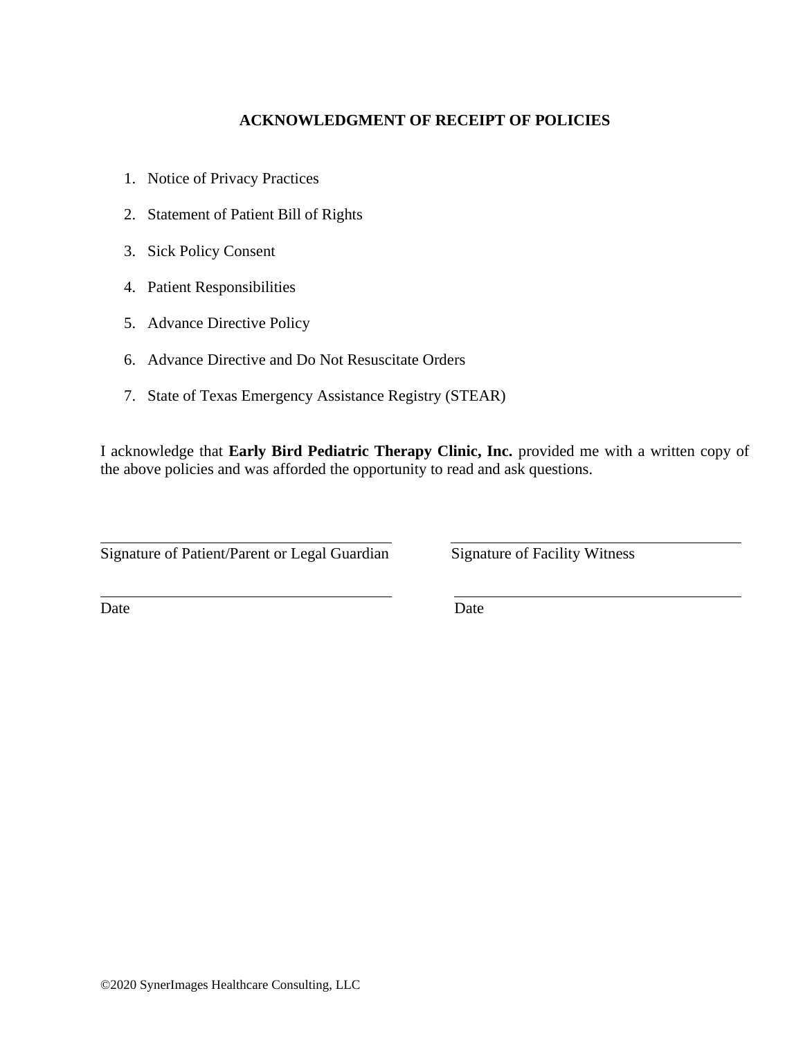## ACKNOWLEDGMENT OF RECEIPT OF POLICIES

1. Notice of Privacy Practices
2. Statement of Patient Bill of Rights
3. Sick Policy Consent
4. Patient Responsibilities
5. Advance Directive Policy
6. Advance Directive and Do Not Resuscitate Orders
7. State of Texas Emergency Assistance Registry (STEAR)

I acknowledge that **Early Bird Pediatric Therapy Clinic, Inc.** provided me with a written copy of the above policies and was afforded the opportunity to read and ask questions.

| | |
|---|---|
| ______________________________ | ______________________________ |
| Signature of Patient/Parent or Legal Guardian | Signature of Facility Witness |
| ______________________________ | ______________________________ |
| Date | Date |

©2020 SynerImages Healthcare Consulting, LLC